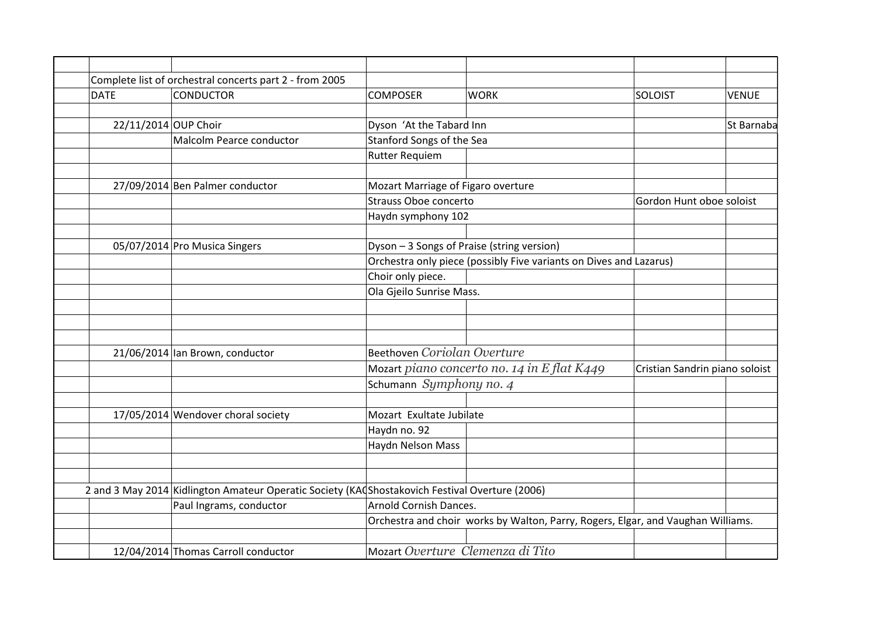| DATE | CONDUCTOR | COMPOSER | WORK | SOLOIST | VENUE |
|---|---|---|---|---|---|
| Complete list of orchestral concerts part 2 - from 2005 | | | | | |
| | | | | | |
| 22/11/2014 | OUP Choir | Dyson 'At the Tabard Inn | | | St Barnaba |
| | Malcolm Pearce conductor | Stanford Songs of the Sea | | | |
| | | Rutter Requiem | | | |
| | | | | | |
| 27/09/2014 | Ben Palmer conductor | Mozart Marriage of Figaro overture | | | |
| | | Strauss Oboe concerto | | Gordon Hunt oboe soloist | |
| | | Haydn symphony 102 | | | |
| | | | | | |
| 05/07/2014 | Pro Musica Singers | Dyson – 3 Songs of Praise (string version) | | | |
| | | Orchestra only piece (possibly Five variants on Dives and Lazarus) | | | |
| | | Choir only piece. | | | |
| | | Ola Gjeilo Sunrise Mass. | | | |
| | | | | | |
| | | | | | |
| | | | | | |
| 21/06/2014 | Ian Brown, conductor | Beethoven *Coriolan Overture* | | | |
| | | Mozart *piano concerto no. 14 in E flat K449* | | Cristian Sandrin piano soloist | |
| | | Schumann *Symphony no. 4* | | | |
| | | | | | |
| 17/05/2014 | Wendover choral society | Mozart Exultate Jubilate | | | |
| | | Haydn no. 92 | | | |
| | | Haydn Nelson Mass | | | |
| | | | | | |
| | | | | | |
| 2 and 3 May 2014 | Kidlington Amateur Operatic Society (KAO | Shostakovich Festival Overture (2006) | | | |
| | Paul Ingrams, conductor | Arnold Cornish Dances. | | | |
| | | Orchestra and choir works by Walton, Parry, Rogers, Elgar, and Vaughan Williams. | | | |
| | | | | | |
| 12/04/2014 | Thomas Carroll conductor | Mozart *Overture Clemenza di Tito* | | | |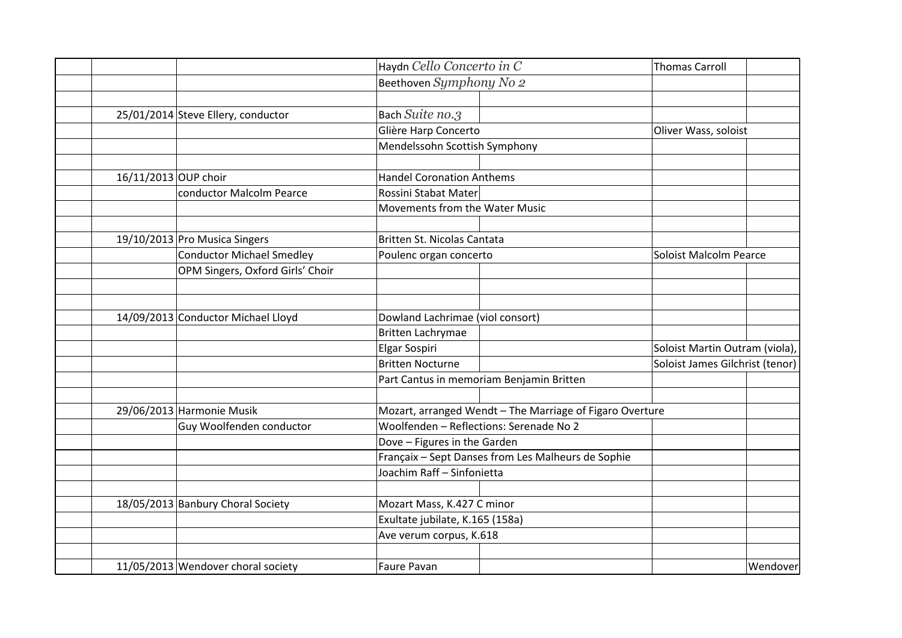| | | | | | | |
|---|---|---|---|---|---|---|
| | | | Haydn *Cello Concerto in C* | | Thomas Carroll | |
| | | | Beethoven *Symphony No 2* | | | |
| | | | | | | |
| | 25/01/2014 | Steve Ellery, conductor | Bach *Suite no.3* | | | |
| | | | Glière Harp Concerto | | Oliver Wass, soloist | |
| | | | Mendelssohn Scottish Symphony | | | |
| | | | | | | |
| | 16/11/2013 | OUP choir | Handel Coronation Anthems | | | |
| | | conductor Malcolm Pearce | Rossini Stabat Mater | | | |
| | | | Movements from the Water Music | | | |
| | | | | | | |
| | 19/10/2013 | Pro Musica Singers | Britten St. Nicolas Cantata | | | |
| | | Conductor Michael Smedley | Poulenc organ concerto | | Soloist Malcolm Pearce | |
| | | OPM Singers, Oxford Girls' Choir | | | | |
| | | | | | | |
| | | | | | | |
| | 14/09/2013 | Conductor Michael Lloyd | Dowland Lachrimae (viol consort) | | | |
| | | | Britten Lachrymae | | | |
| | | | Elgar Sospiri | | Soloist Martin Outram (viola), | |
| | | | Britten Nocturne | | Soloist James Gilchrist (tenor) | |
| | | | Part Cantus in memoriam Benjamin Britten | | | |
| | | | | | | |
| | 29/06/2013 | Harmonie Musik | Mozart, arranged Wendt – The Marriage of Figaro Overture | | | |
| | | Guy Woolfenden conductor | Woolfenden – Reflections: Serenade No 2 | | | |
| | | | Dove – Figures in the Garden | | | |
| | | | Françaix – Sept Danses from Les Malheurs de Sophie | | | |
| | | | Joachim Raff – Sinfonietta | | | |
| | | | | | | |
| | 18/05/2013 | Banbury Choral Society | Mozart Mass, K.427 C minor | | | |
| | | | Exultate jubilate, K.165 (158a) | | | |
| | | | Ave verum corpus, K.618 | | | |
| | | | | | | |
| | 11/05/2013 | Wendover choral society | Faure Pavan | | | Wendover |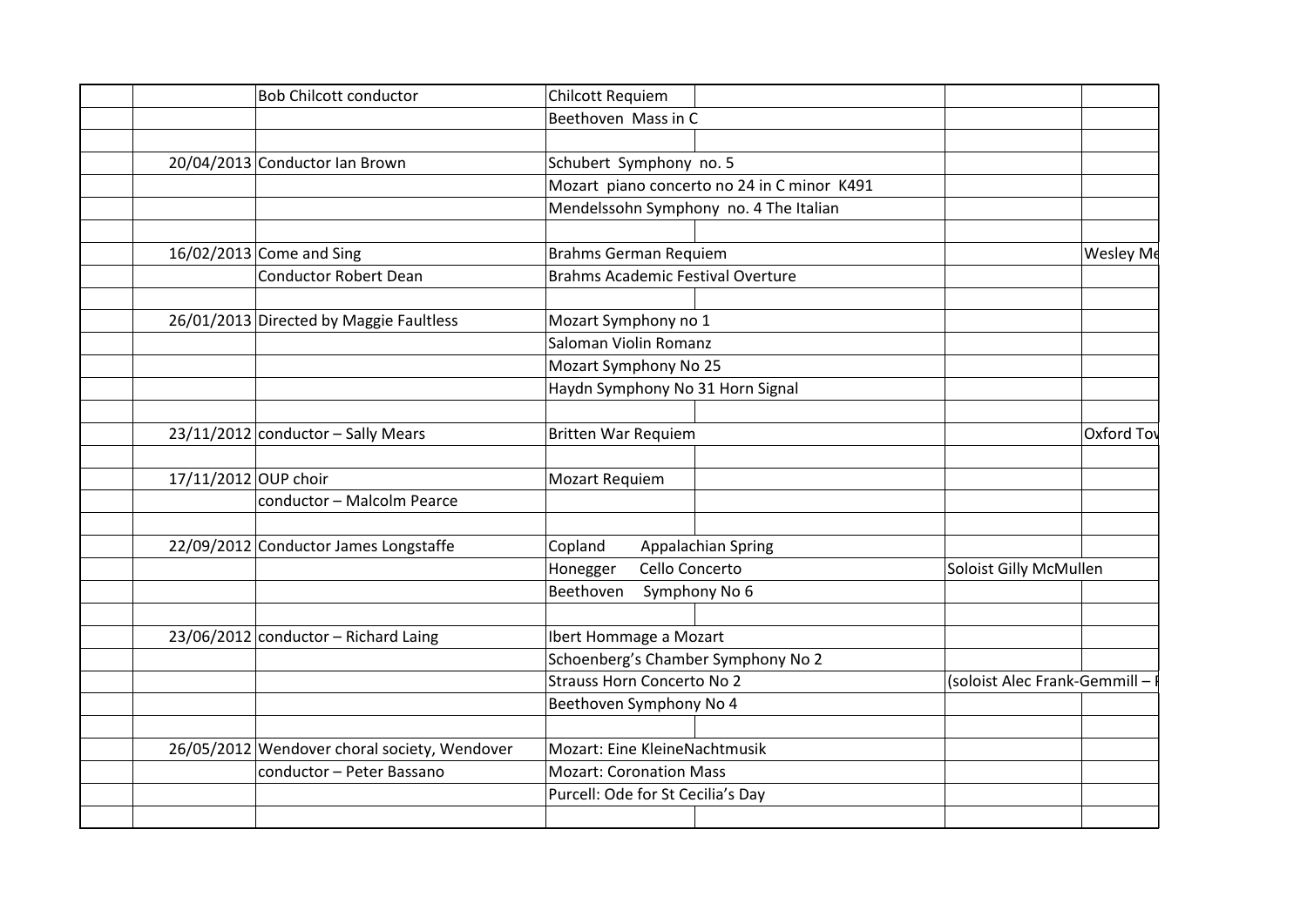| | | | | | |
|---|---|---|---|---|---|
| | | Bob Chilcott conductor | Chilcott Requiem | | |
| | | | Beethoven Mass in C | | |
| | | | | | |
| | 20/04/2013 | Conductor Ian Brown | Schubert Symphony no. 5 | | |
| | | | Mozart piano concerto no 24 in C minor K491 | | |
| | | | Mendelssohn Symphony no. 4 The Italian | | |
| | | | | | |
| | 16/02/2013 | Come and Sing | Brahms German Requiem | | Wesley Me |
| | | Conductor Robert Dean | Brahms Academic Festival Overture | | |
| | | | | | |
| | 26/01/2013 | Directed by Maggie Faultless | Mozart Symphony no 1 | | |
| | | | Saloman Violin Romanz | | |
| | | | Mozart Symphony No 25 | | |
| | | | Haydn Symphony No 31 Horn Signal | | |
| | | | | | |
| | 23/11/2012 | conductor – Sally Mears | Britten War Requiem | | Oxford Tov |
| | | | | | |
| | 17/11/2012 | OUP choir | Mozart Requiem | | |
| | | conductor – Malcolm Pearce | | | |
| | | | | | |
| | 22/09/2012 | Conductor James Longstaffe | Copland Appalachian Spring | | |
| | | | Honegger Cello Concerto | Soloist Gilly McMullen | |
| | | | Beethoven Symphony No 6 | | |
| | | | | | |
| | 23/06/2012 | conductor – Richard Laing | Ibert Hommage a Mozart | | |
| | | | Schoenberg's Chamber Symphony No 2 | | |
| | | | Strauss Horn Concerto No 2 | (soloist Alec Frank-Gemmill – | |
| | | | Beethoven Symphony No 4 | | |
| | | | | | |
| | 26/05/2012 | Wendover choral society, Wendover | Mozart: Eine KleineNachtmusik | | |
| | | conductor – Peter Bassano | Mozart: Coronation Mass | | |
| | | | Purcell: Ode for St Cecilia's Day | | |
| | | | | | |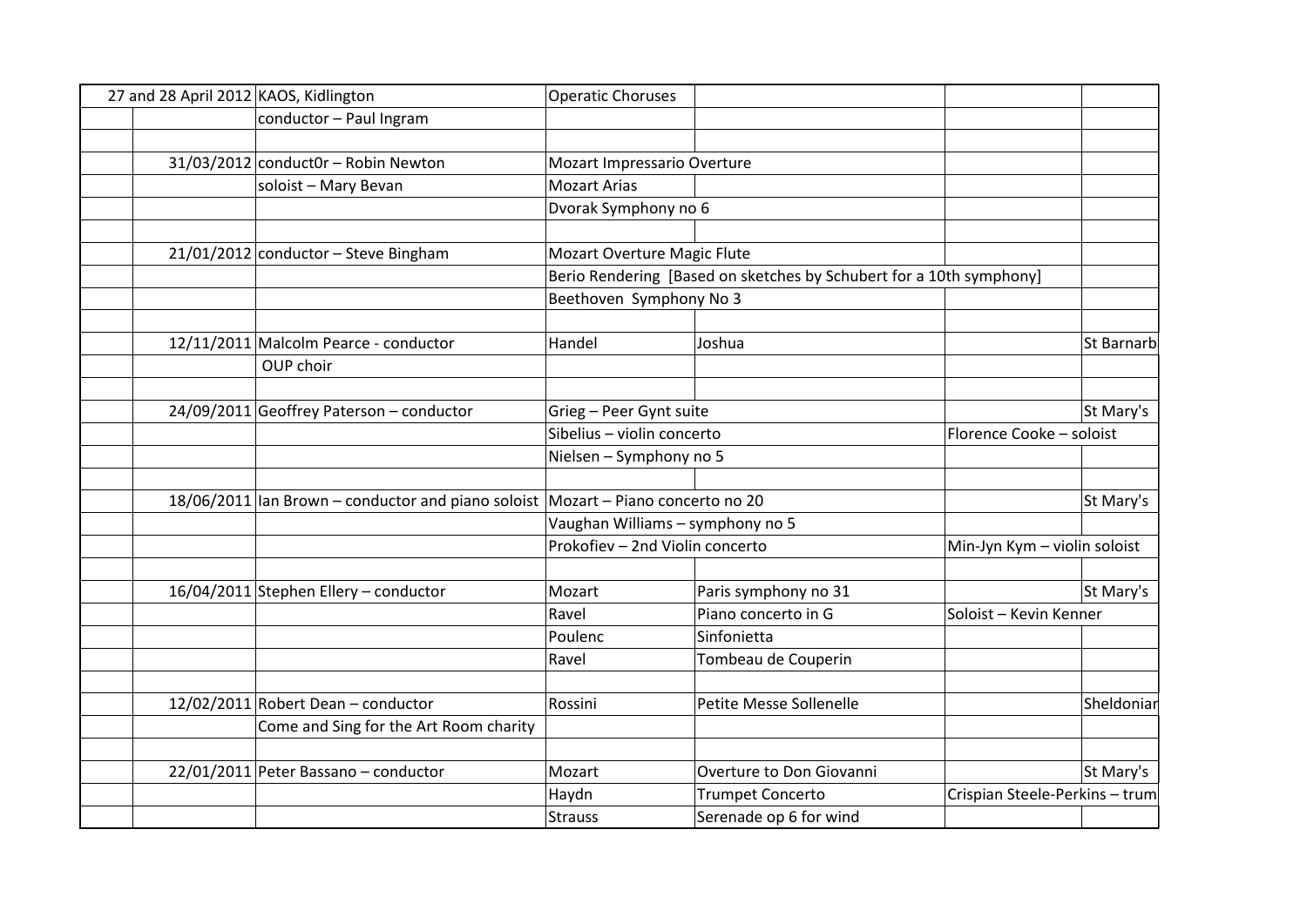| | | | | | |
|---|---|---|---|---|---|
| 27 and 28 April 2012 | KAOS, Kidlington | Operatic Choruses | | | |
| | conductor – Paul Ingram | | | | |
| | | | | | |
| 31/03/2012 | conduct0r – Robin Newton | Mozart Impressario Overture | | | |
| | soloist – Mary Bevan | Mozart Arias | | | |
| | | Dvorak Symphony no 6 | | | |
| | | | | | |
| 21/01/2012 | conductor – Steve Bingham | Mozart Overture Magic Flute | | | |
| | | Berio Rendering [Based on sketches by Schubert for a 10th symphony] | | | |
| | | Beethoven Symphony No 3 | | | |
| | | | | | |
| 12/11/2011 | Malcolm Pearce - conductor | Handel | Joshua | | St Barnarb |
| | OUP choir | | | | |
| | | | | | |
| 24/09/2011 | Geoffrey Paterson – conductor | Grieg – Peer Gynt suite | | | St Mary's |
| | | Sibelius – violin concerto | | Florence Cooke – soloist | |
| | | Nielsen – Symphony no 5 | | | |
| | | | | | |
| 18/06/2011 | Ian Brown – conductor and piano soloist | Mozart – Piano concerto no 20 | | | St Mary's |
| | | Vaughan Williams – symphony no 5 | | | |
| | | Prokofiev – 2nd Violin concerto | | Min-Jyn Kym – violin soloist | |
| | | | | | |
| 16/04/2011 | Stephen Ellery – conductor | Mozart | Paris symphony no 31 | | St Mary's |
| | | Ravel | Piano concerto in G | Soloist – Kevin Kenner | |
| | | Poulenc | Sinfonietta | | |
| | | Ravel | Tombeau de Couperin | | |
| | | | | | |
| 12/02/2011 | Robert Dean – conductor | Rossini | Petite Messe Sollenelle | | Sheldoniar |
| | Come and Sing for the Art Room charity | | | | |
| | | | | | |
| 22/01/2011 | Peter Bassano – conductor | Mozart | Overture to Don Giovanni | | St Mary's |
| | | Haydn | Trumpet Concerto | Crispian Steele-Perkins – trum | |
| | | Strauss | Serenade op 6 for wind | | |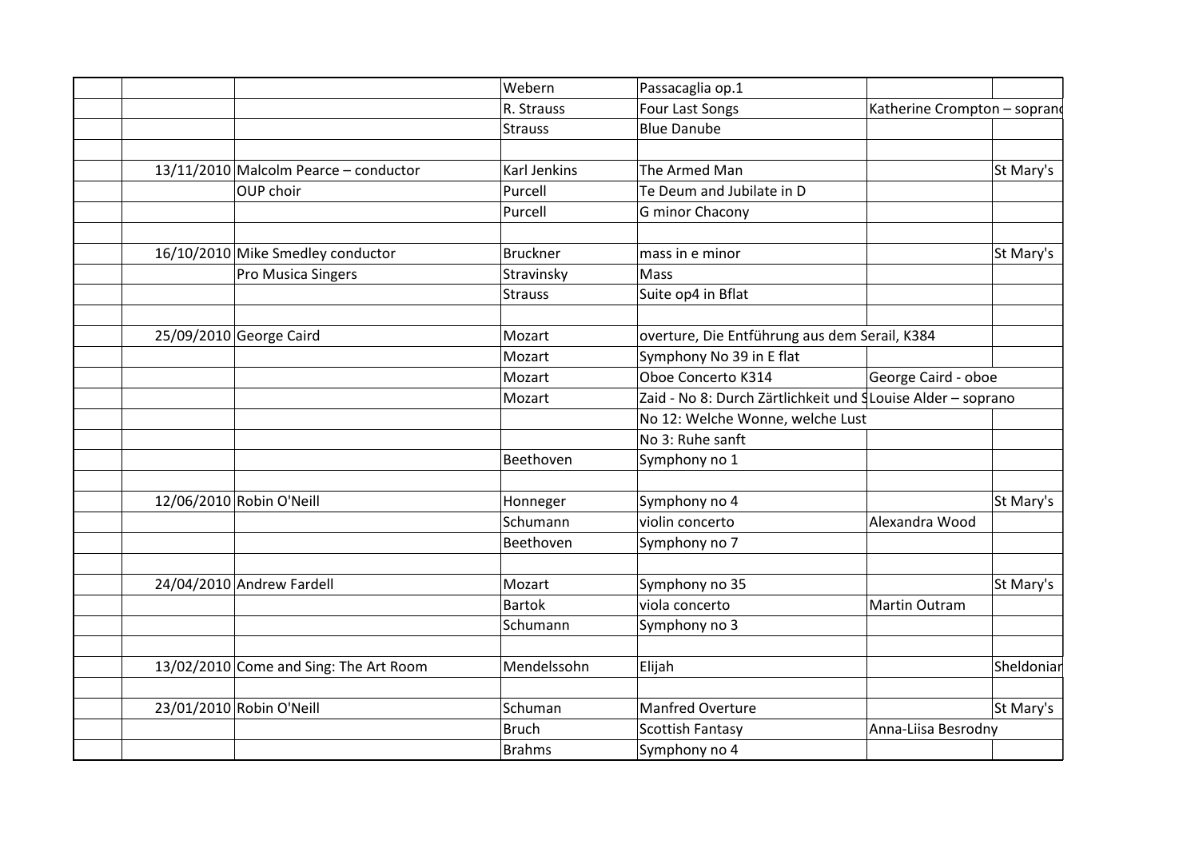| | | | | | | |
|---|---|---|---|---|---|---|
| | | | Webern | Passacaglia op.1 | | |
| | | | R. Strauss | Four Last Songs | Katherine Crompton – soprano | |
| | | | Strauss | Blue Danube | | |
| | | | | | | |
| | 13/11/2010 | Malcolm Pearce – conductor | Karl Jenkins | The Armed Man | | St Mary's |
| | | OUP choir | Purcell | Te Deum and Jubilate in D | | |
| | | | Purcell | G minor Chacony | | |
| | | | | | | |
| | 16/10/2010 | Mike Smedley conductor | Bruckner | mass in e minor | | St Mary's |
| | | Pro Musica Singers | Stravinsky | Mass | | |
| | | | Strauss | Suite op4 in Bflat | | |
| | | | | | | |
| | 25/09/2010 | George Caird | Mozart | overture, Die Entführung aus dem Serail, K384 | | |
| | | | Mozart | Symphony No 39 in E flat | | |
| | | | Mozart | Oboe Concerto K314 | George Caird - oboe | |
| | | | Mozart | Zaid - No 8: Durch Zärtlichkeit und S | Louise Alder – soprano | |
| | | | | No 12: Welche Wonne, welche Lust | | |
| | | | | No 3: Ruhe sanft | | |
| | | | Beethoven | Symphony no 1 | | |
| | | | | | | |
| | 12/06/2010 | Robin O'Neill | Honneger | Symphony no 4 | | St Mary's |
| | | | Schumann | violin concerto | Alexandra Wood | |
| | | | Beethoven | Symphony no 7 | | |
| | | | | | | |
| | 24/04/2010 | Andrew Fardell | Mozart | Symphony no 35 | | St Mary's |
| | | | Bartok | viola concerto | Martin Outram | |
| | | | Schumann | Symphony no 3 | | |
| | | | | | | |
| | 13/02/2010 | Come and Sing: The Art Room | Mendelssohn | Elijah | | Sheldonian |
| | | | | | | |
| | 23/01/2010 | Robin O'Neill | Schuman | Manfred Overture | | St Mary's |
| | | | Bruch | Scottish Fantasy | Anna-Liisa Besrodny | |
| | | | Brahms | Symphony no 4 | | |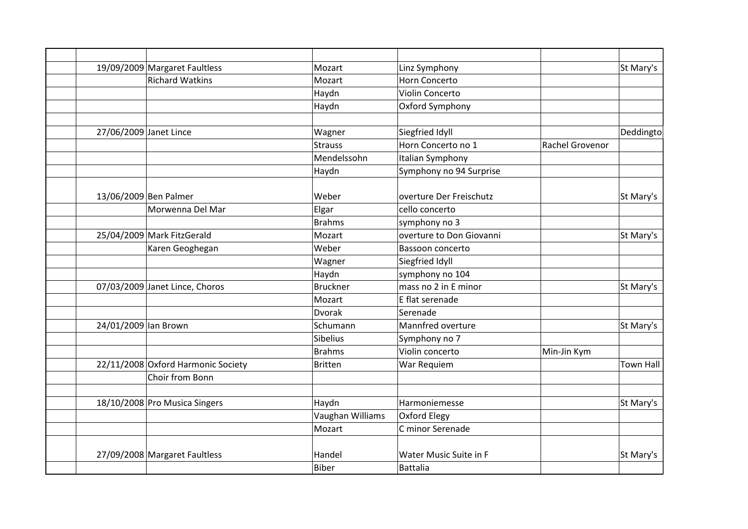| | | | | | | |
|---|---|---|---|---|---|---|
| | 19/09/2009 | Margaret Faultless | Mozart | Linz Symphony | | St Mary's |
| | | Richard Watkins | Mozart | Horn Concerto | | |
| | | | Haydn | Violin Concerto | | |
| | | | Haydn | Oxford Symphony | | |
| | | | | | | |
| | 27/06/2009 | Janet Lince | Wagner | Siegfried Idyll | | Deddingto |
| | | | Strauss | Horn Concerto no 1 | Rachel Grovenor | |
| | | | Mendelssohn | Italian Symphony | | |
| | | | Haydn | Symphony no 94 Surprise | | |
| | 13/06/2009 | Ben Palmer | Weber | overture Der Freischutz | | St Mary's |
| | | Morwenna Del Mar | Elgar | cello concerto | | |
| | | | Brahms | symphony no 3 | | |
| | 25/04/2009 | Mark FitzGerald | Mozart | overture to Don Giovanni | | St Mary's |
| | | Karen Geoghegan | Weber | Bassoon concerto | | |
| | | | Wagner | Siegfried Idyll | | |
| | | | Haydn | symphony no 104 | | |
| | 07/03/2009 | Janet Lince, Choros | Bruckner | mass no 2 in E minor | | St Mary's |
| | | | Mozart | E flat serenade | | |
| | | | Dvorak | Serenade | | |
| | 24/01/2009 | Ian Brown | Schumann | Mannfred overture | | St Mary's |
| | | | Sibelius | Symphony no 7 | | |
| | | | Brahms | Violin concerto | Min-Jin Kym | |
| | 22/11/2008 | Oxford Harmonic Society | Britten | War Requiem | | Town Hall |
| | | Choir from Bonn | | | | |
| | | | | | | |
| | 18/10/2008 | Pro Musica Singers | Haydn | Harmoniemesse | | St Mary's |
| | | | Vaughan Williams | Oxford Elegy | | |
| | | | Mozart | C minor Serenade | | |
| | 27/09/2008 | Margaret Faultless | Handel | Water Music Suite in F | | St Mary's |
| | | | Biber | Battalia | | |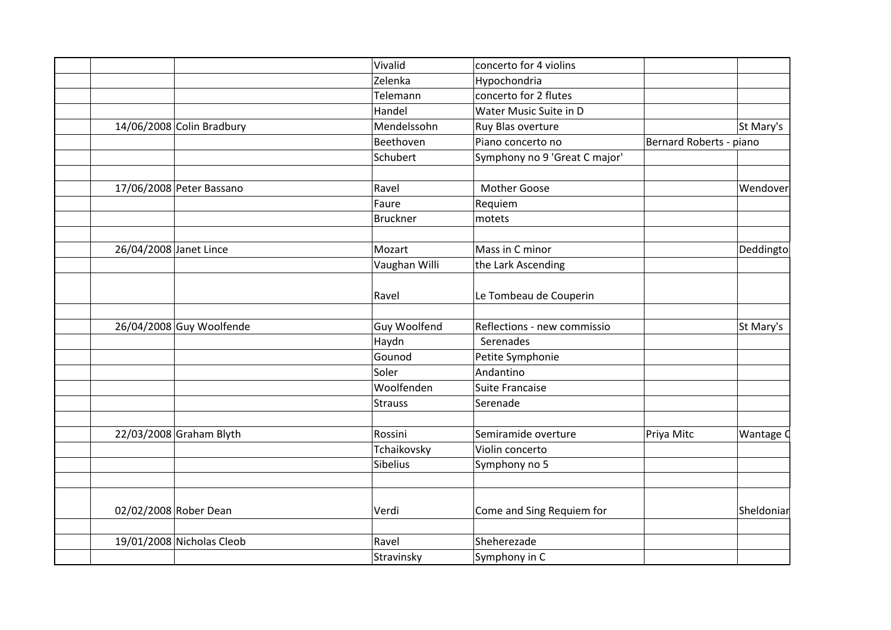| | | | | | | |
|---|---|---|---|---|---|---|
| | | | Vivalid | concerto for 4 violins | | |
| | | | Zelenka | Hypochondria | | |
| | | | Telemann | concerto for 2 flutes | | |
| | | | Handel | Water Music Suite in D | | |
| | 14/06/2008 | Colin Bradbury | Mendelssohn | Ruy Blas overture | | St Mary's |
| | | | Beethoven | Piano concerto no | Bernard Roberts - piano | |
| | | | Schubert | Symphony no 9 'Great C major' | | |
| | | | | | | |
| | 17/06/2008 | Peter Bassano | Ravel | Mother Goose | | Wendover |
| | | | Faure | Requiem | | |
| | | | Bruckner | motets | | |
| | | | | | | |
| | 26/04/2008 | Janet Lince | Mozart | Mass in C minor | | Deddingto |
| | | | Vaughan Willi | the Lark Ascending | | |
| | | | Ravel | Le Tombeau de Couperin | | |
| | | | | | | |
| | 26/04/2008 | Guy Woolfende | Guy Woolfend | Reflections - new commissio | | St Mary's |
| | | | Haydn | Serenades | | |
| | | | Gounod | Petite Symphonie | | |
| | | | Soler | Andantino | | |
| | | | Woolfenden | Suite Francaise | | |
| | | | Strauss | Serenade | | |
| | | | | | | |
| | 22/03/2008 | Graham Blyth | Rossini | Semiramide overture | Priya Mitc | Wantage C |
| | | | Tchaikovsky | Violin concerto | | |
| | | | Sibelius | Symphony no 5 | | |
| | | | | | | |
| | 02/02/2008 | Rober Dean | Verdi | Come and Sing Requiem for | | Sheldoniar |
| | | | | | | |
| | 19/01/2008 | Nicholas Cleob | Ravel | Sheherezade | | |
| | | | Stravinsky | Symphony in C | | |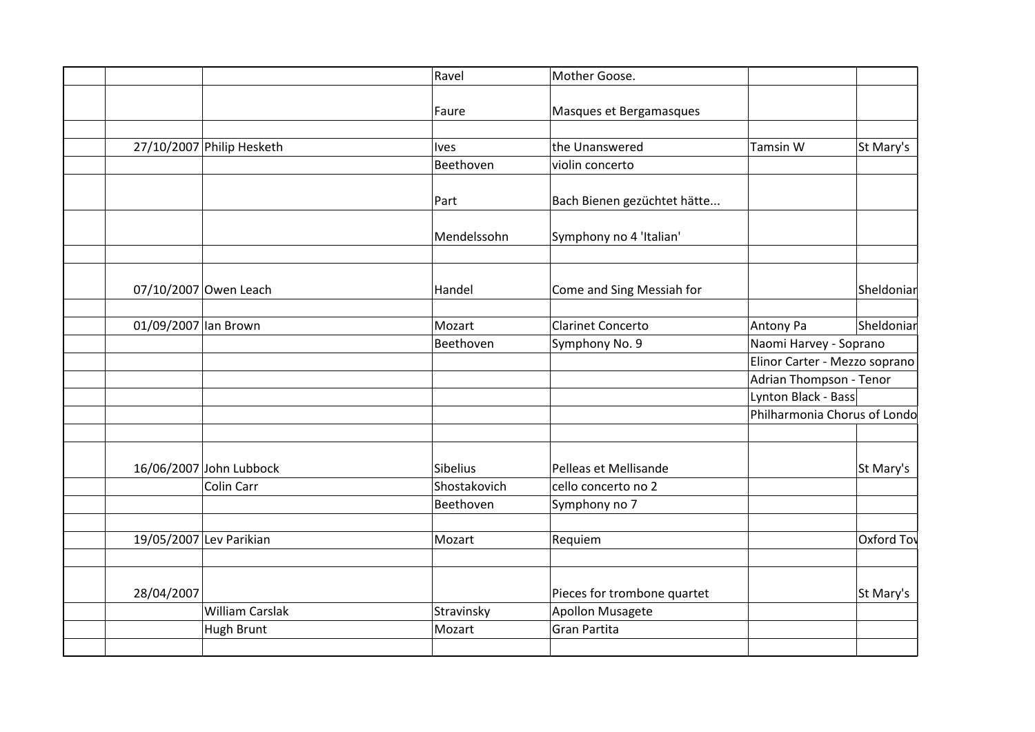| | | | | | | |
|---|---|---|---|---|---|---|
| | | | Ravel | Mother Goose. | | |
| | | | Faure | Masques et Bergamasques | | |
| | | | | | | |
| | 27/10/2007 | Philip Hesketh | Ives | the Unanswered | Tamsin W | St Mary's |
| | | | Beethoven | violin concerto | | |
| | | | Part | Bach Bienen gezüchtet hätte... | | |
| | | | Mendelssohn | Symphony no 4 'Italian' | | |
| | | | | | | |
| | 07/10/2007 | Owen Leach | Handel | Come and Sing Messiah for | | Sheldoniar |
| | | | | | | |
| | 01/09/2007 | Ian Brown | Mozart | Clarinet Concerto | Antony Pa | Sheldoniar |
| | | | Beethoven | Symphony No. 9 | Naomi Harvey - Soprano | |
| | | | | | Elinor Carter - Mezzo soprano | |
| | | | | | Adrian Thompson - Tenor | |
| | | | | | Lynton Black - Bass | |
| | | | | | Philharmonia Chorus of Londo | |
| | | | | | | |
| | 16/06/2007 | John Lubbock | Sibelius | Pelleas et Mellisande | | St Mary's |
| | | Colin Carr | Shostakovich | cello concerto no 2 | | |
| | | | Beethoven | Symphony no 7 | | |
| | | | | | | |
| | 19/05/2007 | Lev Parikian | Mozart | Requiem | | Oxford Tov |
| | | | | | | |
| | 28/04/2007 | | | Pieces for trombone quartet | | St Mary's |
| | | William Carslak | Stravinsky | Apollon Musagete | | |
| | | Hugh Brunt | Mozart | Gran Partita | | |
| | | | | | | |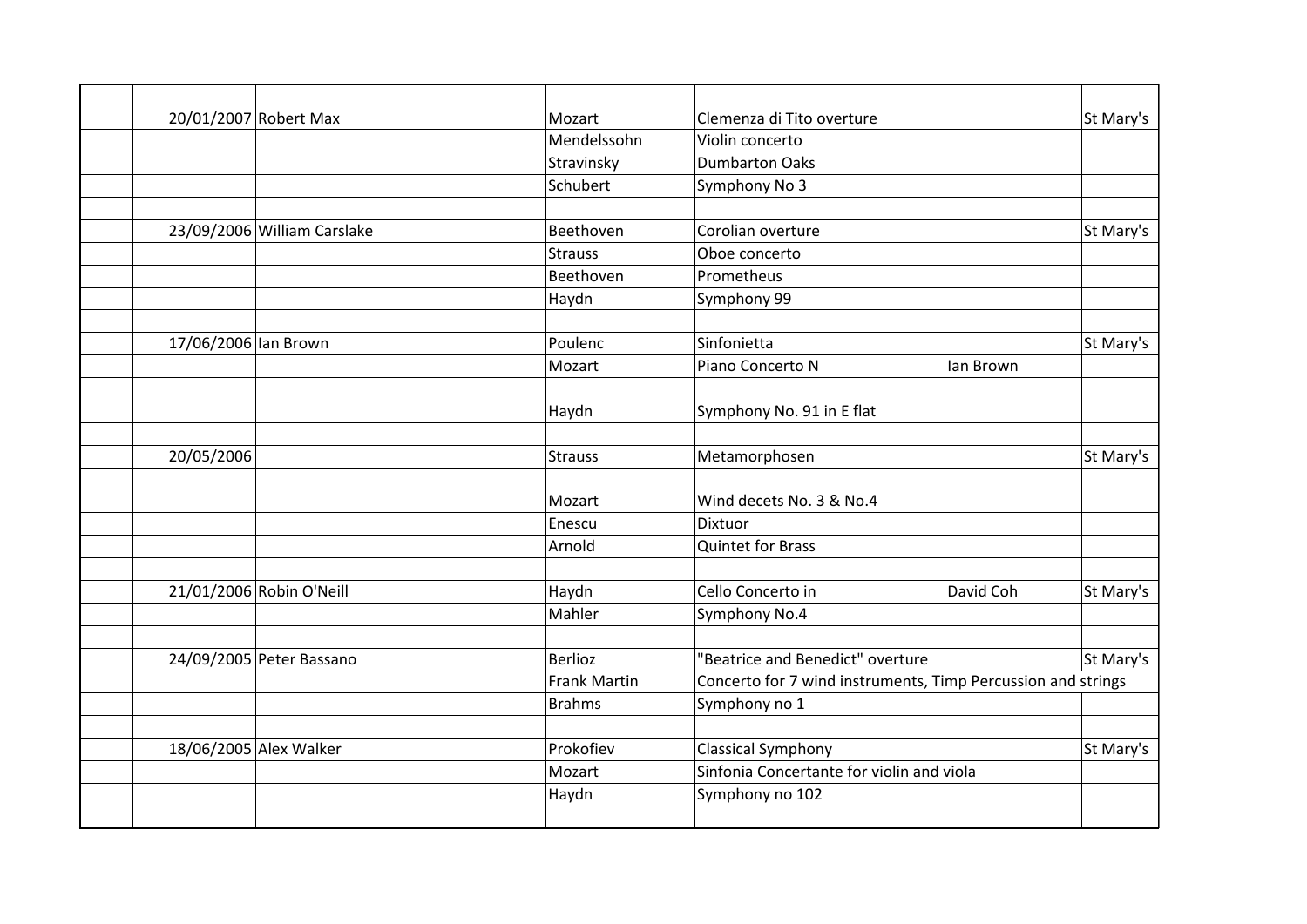| | | | | | | |
|---|---|---|---|---|---|---|
| | 20/01/2007 | Robert Max | Mozart | Clemenza di Tito overture | | St Mary's |
| | | | Mendelssohn | Violin concerto | | |
| | | | Stravinsky | Dumbarton Oaks | | |
| | | | Schubert | Symphony No 3 | | |
| | | | | | | |
| | 23/09/2006 | William Carslake | Beethoven | Corolian overture | | St Mary's |
| | | | Strauss | Oboe concerto | | |
| | | | Beethoven | Prometheus | | |
| | | | Haydn | Symphony 99 | | |
| | | | | | | |
| | 17/06/2006 | Ian Brown | Poulenc | Sinfonietta | | St Mary's |
| | | | Mozart | Piano Concerto N | Ian Brown | |
| | | | Haydn | Symphony No. 91 in E flat | | |
| | | | | | | |
| | 20/05/2006 | | Strauss | Metamorphosen | | St Mary's |
| | | | Mozart | Wind decets No. 3 & No.4 | | |
| | | | Enescu | Dixtuor | | |
| | | | Arnold | Quintet for Brass | | |
| | | | | | | |
| | 21/01/2006 | Robin O'Neill | Haydn | Cello Concerto in | David Coh | St Mary's |
| | | | Mahler | Symphony No.4 | | |
| | | | | | | |
| | 24/09/2005 | Peter Bassano | Berlioz | "Beatrice and Benedict" overture | | St Mary's |
| | | | Frank Martin | Concerto for 7 wind instruments, Timp Percussion and strings | | |
| | | | Brahms | Symphony no 1 | | |
| | | | | | | |
| | 18/06/2005 | Alex Walker | Prokofiev | Classical Symphony | | St Mary's |
| | | | Mozart | Sinfonia Concertante for violin and viola | | |
| | | | Haydn | Symphony no 102 | | |
| | | | | | | |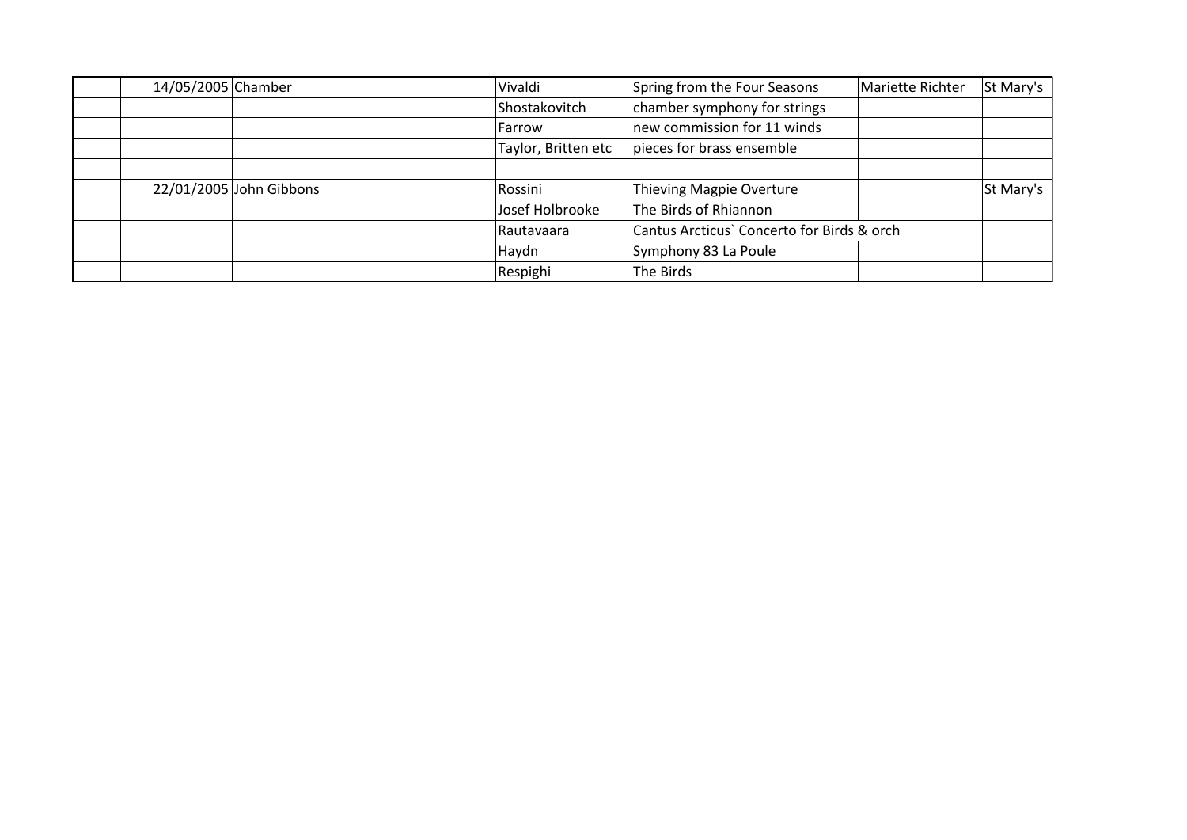|  |  |  |  |  |  |  |
|---|---|---|---|---|---|---|
|  | 14/05/2005 | Chamber | Vivaldi | Spring from the Four Seasons | Mariette Richter | St Mary's |
|  |  |  | Shostakovitch | chamber symphony for strings |  |  |
|  |  |  | Farrow | new commission for 11 winds |  |  |
|  |  |  | Taylor, Britten etc | pieces for brass ensemble |  |  |
|  |  |  |  |  |  |  |
|  | 22/01/2005 | John Gibbons | Rossini | Thieving Magpie Overture |  | St Mary's |
|  |  |  | Josef Holbrooke | The Birds of Rhiannon |  |  |
|  |  |  | Rautavaara | Cantus Arcticus` Concerto for Birds & orch |  |  |
|  |  |  | Haydn | Symphony 83 La Poule |  |  |
|  |  |  | Respighi | The Birds |  |  |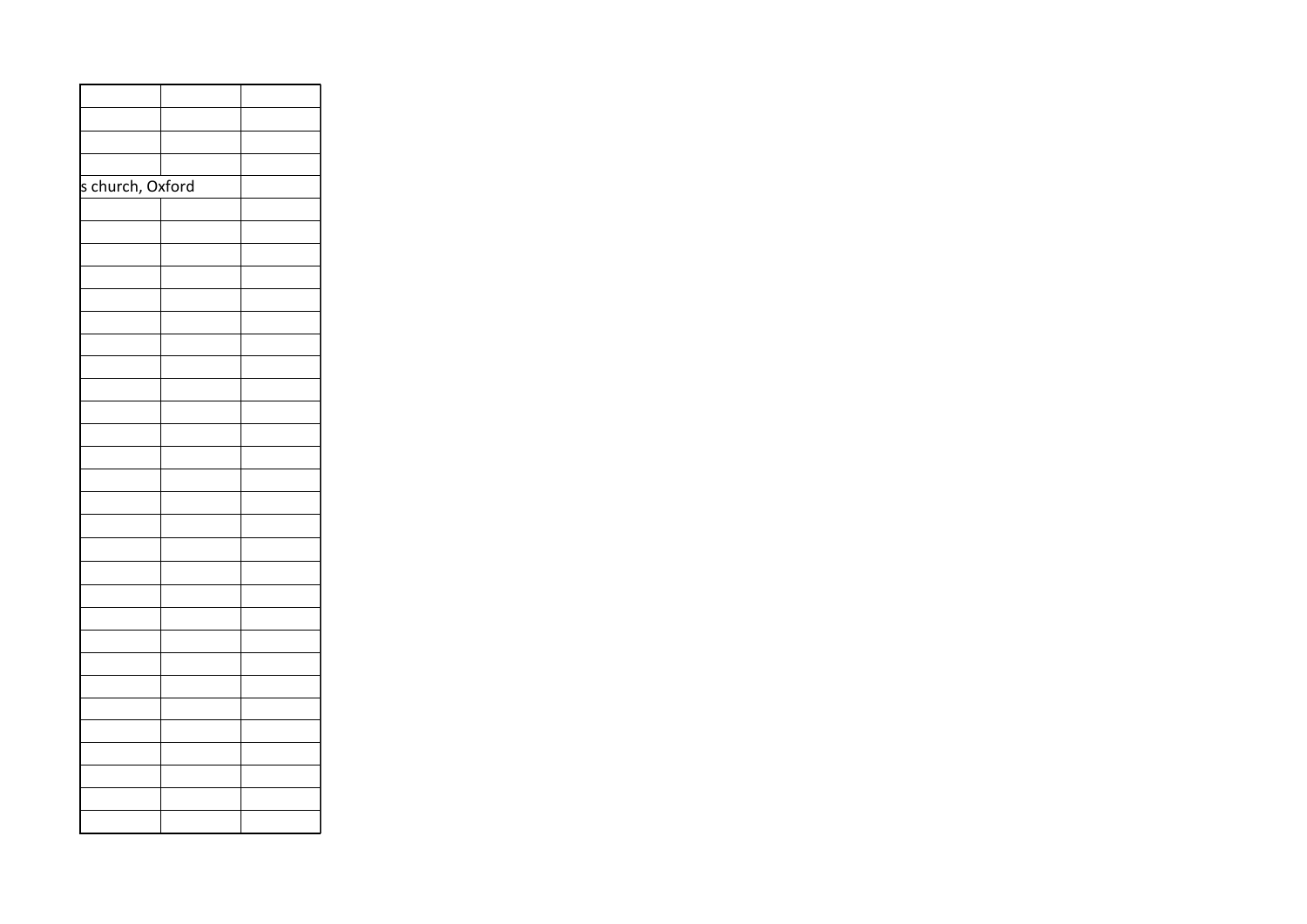| | | |
|---|---|---|
| | | |
| | | |
| | | |
| s church, Oxford | | |
| | | |
| | | |
| | | |
| | | |
| | | |
| | | |
| | | |
| | | |
| | | |
| | | |
| | | |
| | | |
| | | |
| | | |
| | | |
| | | |
| | | |
| | | |
| | | |
| | | |
| | | |
| | | |
| | | |
| | | |
| | | |
| | | |
| | | |
| | | |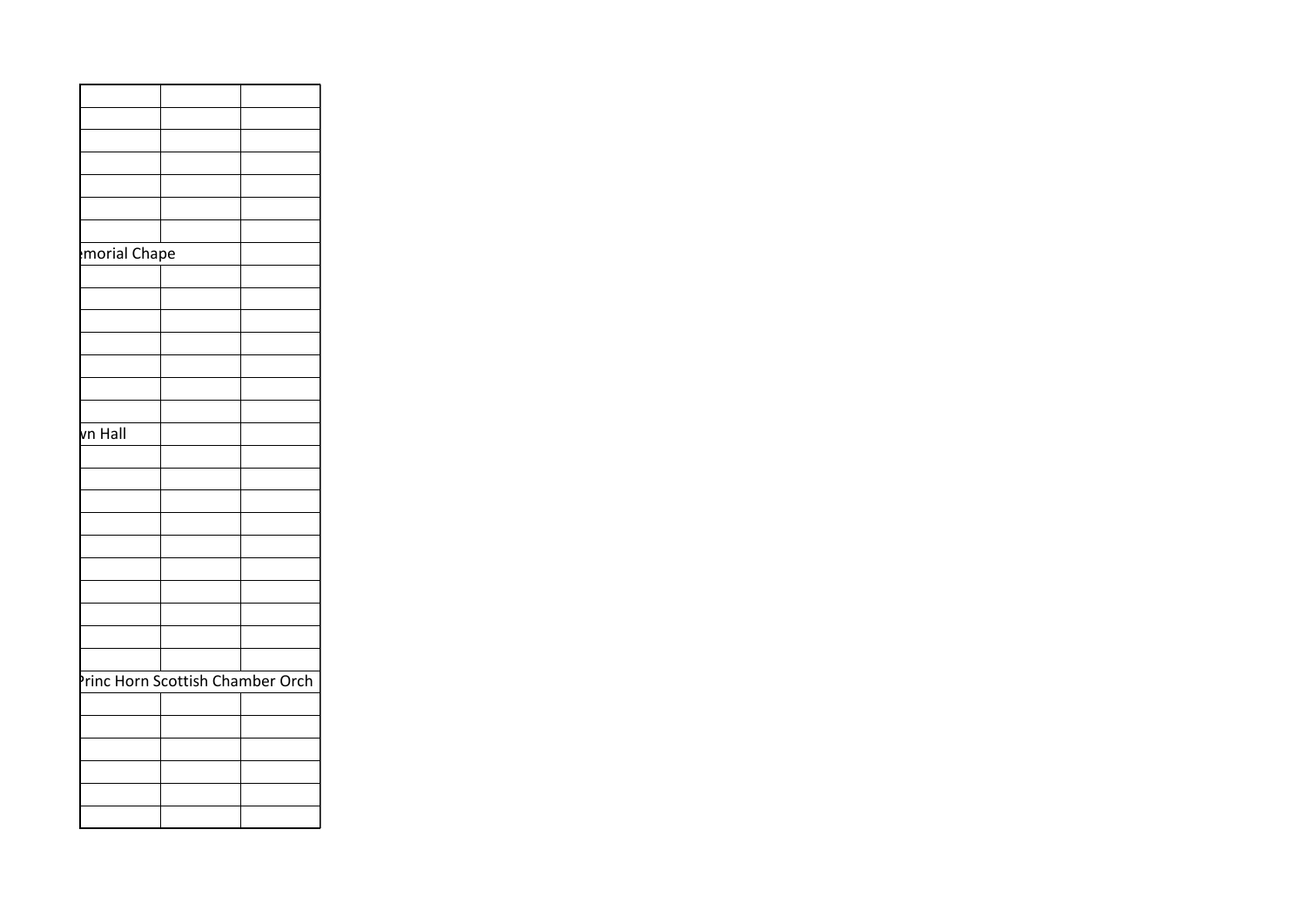| | | |
|---|---|---|
| | | |
| | | |
| | | |
| | | |
| | | |
| | | |
| morial Chape | | |
| | | |
| | | |
| | | |
| | | |
| | | |
| | | |
| | | |
| vn Hall | | |
| | | |
| | | |
| | | |
| | | |
| | | |
| | | |
| | | |
| | | |
| | | |
| | | |
| Princ Horn Scottish Chamber Orch | | |
| | | |
| | | |
| | | |
| | | |
| | | |
| | | |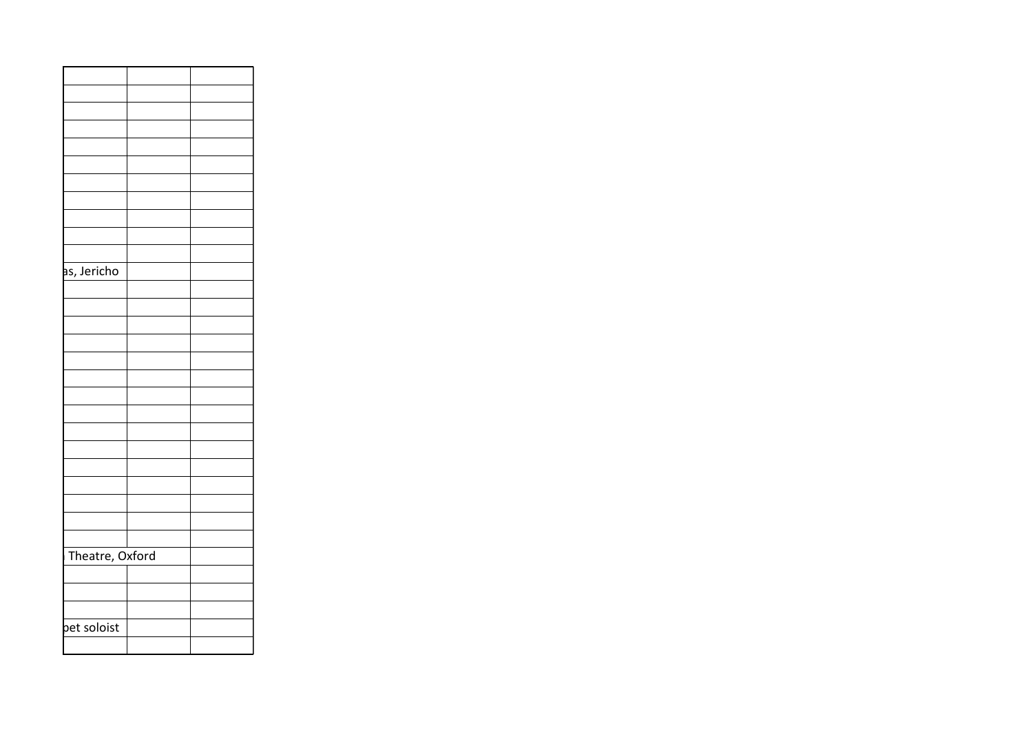| | | |
|---|---|---|
| | | |
| | | |
| | | |
| | | |
| | | |
| | | |
| | | |
| | | |
| | | |
| | | |
| as, Jericho | | |
| | | |
| | | |
| | | |
| | | |
| | | |
| | | |
| | | |
| | | |
| | | |
| | | |
| | | |
| | | |
| | | |
| | | |
| | | |
| Theatre, Oxford | | |
| | | |
| | | |
| | | |
| pet soloist | | |
| | | |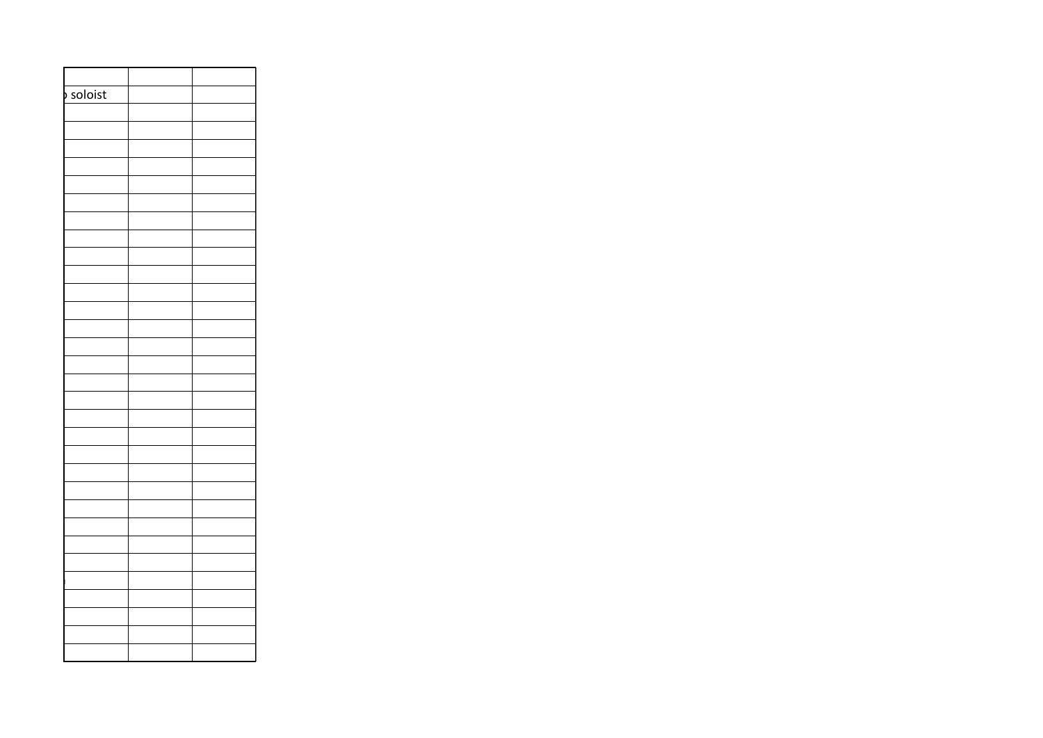| | | |
|---|---|---|
| soloist | | |
| | | |
| | | |
| | | |
| | | |
| | | |
| | | |
| | | |
| | | |
| | | |
| | | |
| | | |
| | | |
| | | |
| | | |
| | | |
| | | |
| | | |
| | | |
| | | |
| | | |
| | | |
| | | |
| | | |
| | | |
| | | |
| | | |
| | | |
| | | |
| | | |
| | | |
| | | |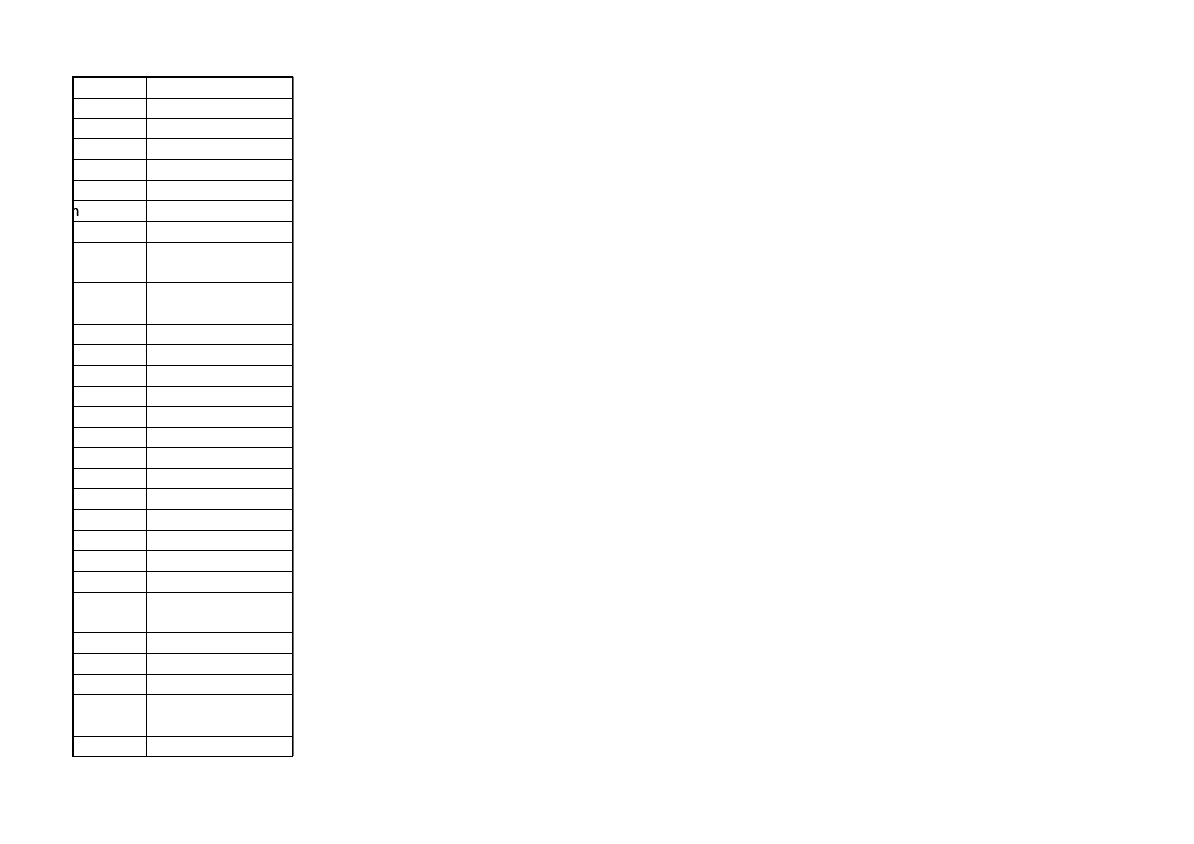| | | |
|---|---|---|
| | | |
| | | |
| | | |
| | | |
| | | |
| n | | |
| | | |
| | | |
| | | |
| | | |
| | | |
| | | |
| | | |
| | | |
| | | |
| | | |
| | | |
| | | |
| | | |
| | | |
| | | |
| | | |
| | | |
| | | |
| | | |
| | | |
| | | |
| | | |
| | | |
| | | |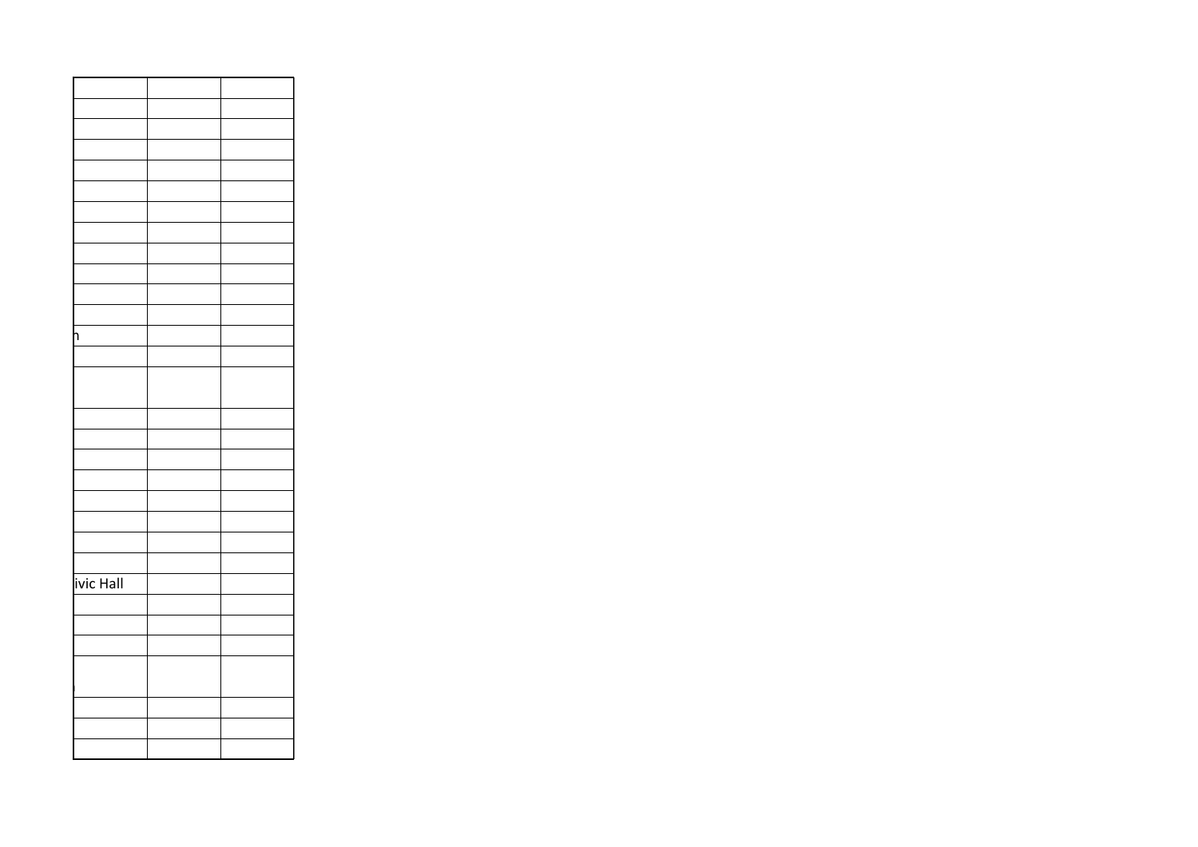| | | |
|---|---|---|
| | | |
| | | |
| | | |
| | | |
| | | |
| | | |
| | | |
| | | |
| | | |
| | | |
| n | | |
| | | |
| | | |
| | | |
| | | |
| | | |
| | | |
| | | |
| | | |
| | | |
| | | |
| ivic Hall | | |
| | | |
| | | |
| | | |
| | | |
| | | |
| | | |
| | | |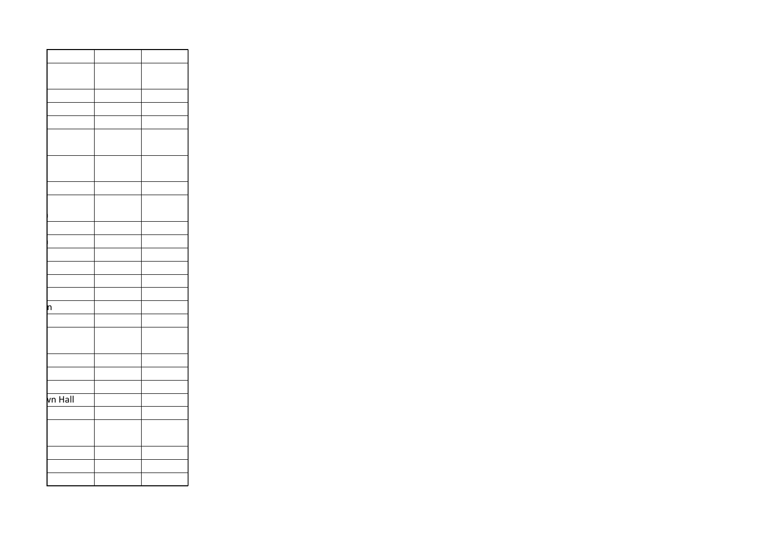| | | |
|---|---|---|
| | | |
| | | |
| | | |
| | | |
| | | |
| | | |
| | | |
| | | |
| | | |
| | | |
| | | |
| | | |
| | | |
| | | |
| n | | |
| | | |
| | | |
| | | |
| | | |
| | | |
| vn Hall | | |
| | | |
| | | |
| | | |
| | | |
| | | |